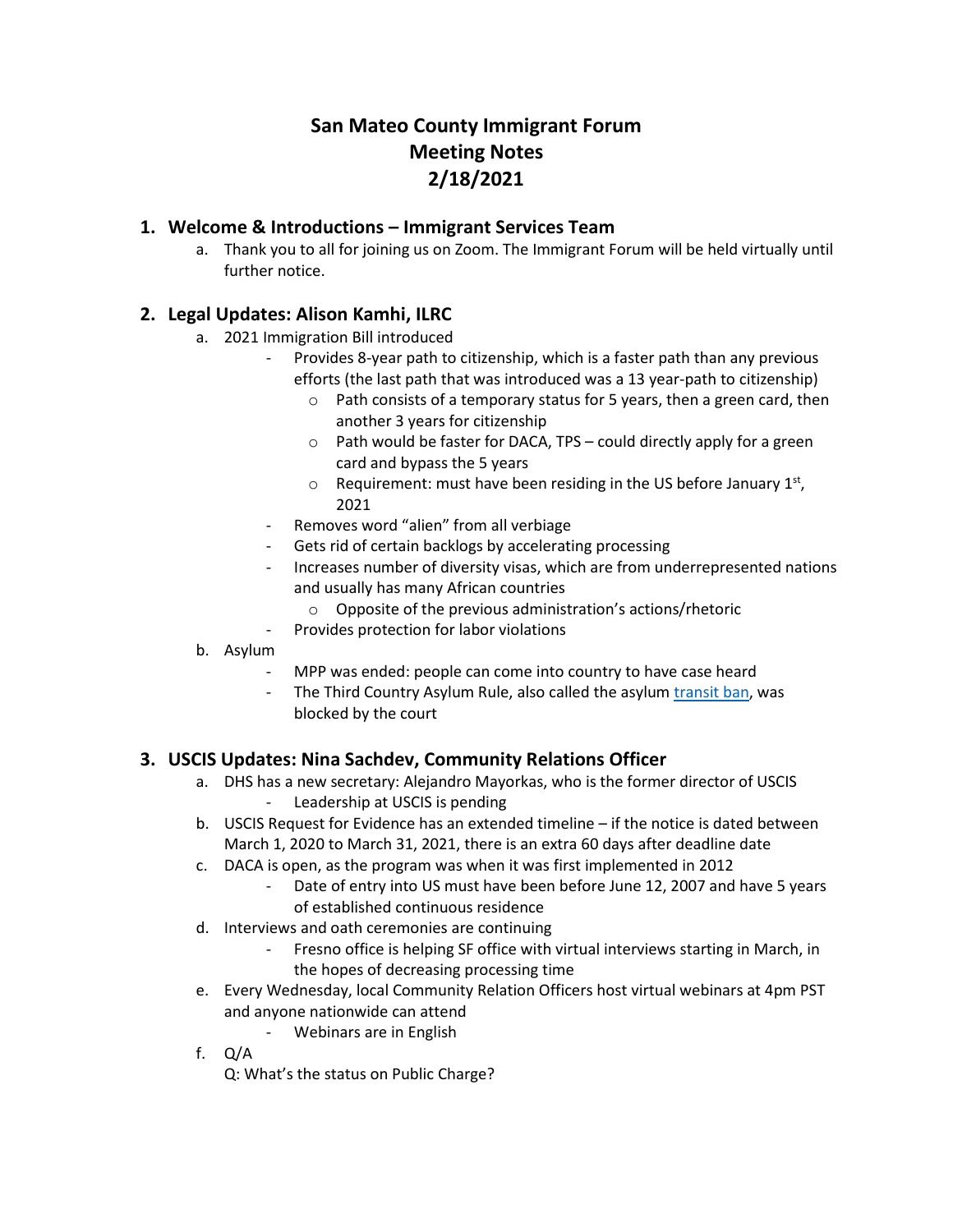# San Mateo County Immigrant Forum
# Meeting Notes
# 2/18/2021

## 1. Welcome & Introductions – Immigrant Services Team

a. Thank you to all for joining us on Zoom. The Immigrant Forum will be held virtually until further notice.

## 2. Legal Updates: Alison Kamhi, ILRC

a. 2021 Immigration Bill introduced
   - Provides 8-year path to citizenship, which is a faster path than any previous efforts (the last path that was introduced was a 13 year-path to citizenship)
     - Path consists of a temporary status for 5 years, then a green card, then another 3 years for citizenship
     - Path would be faster for DACA, TPS – could directly apply for a green card and bypass the 5 years
     - Requirement: must have been residing in the US before January 1st, 2021
   - Removes word "alien" from all verbiage
   - Gets rid of certain backlogs by accelerating processing
   - Increases number of diversity visas, which are from underrepresented nations and usually has many African countries
     - Opposite of the previous administration's actions/rhetoric
   - Provides protection for labor violations

b. Asylum
   - MPP was ended: people can come into country to have case heard
   - The Third Country Asylum Rule, also called the asylum [transit ban](), was blocked by the court

## 3. USCIS Updates: Nina Sachdev, Community Relations Officer

a. DHS has a new secretary: Alejandro Mayorkas, who is the former director of USCIS
   - Leadership at USCIS is pending

b. USCIS Request for Evidence has an extended timeline – if the notice is dated between March 1, 2020 to March 31, 2021, there is an extra 60 days after deadline date

c. DACA is open, as the program was when it was first implemented in 2012
   - Date of entry into US must have been before June 12, 2007 and have 5 years of established continuous residence

d. Interviews and oath ceremonies are continuing
   - Fresno office is helping SF office with virtual interviews starting in March, in the hopes of decreasing processing time

e. Every Wednesday, local Community Relation Officers host virtual webinars at 4pm PST and anyone nationwide can attend
   - Webinars are in English

f. Q/A

   Q: What's the status on Public Charge?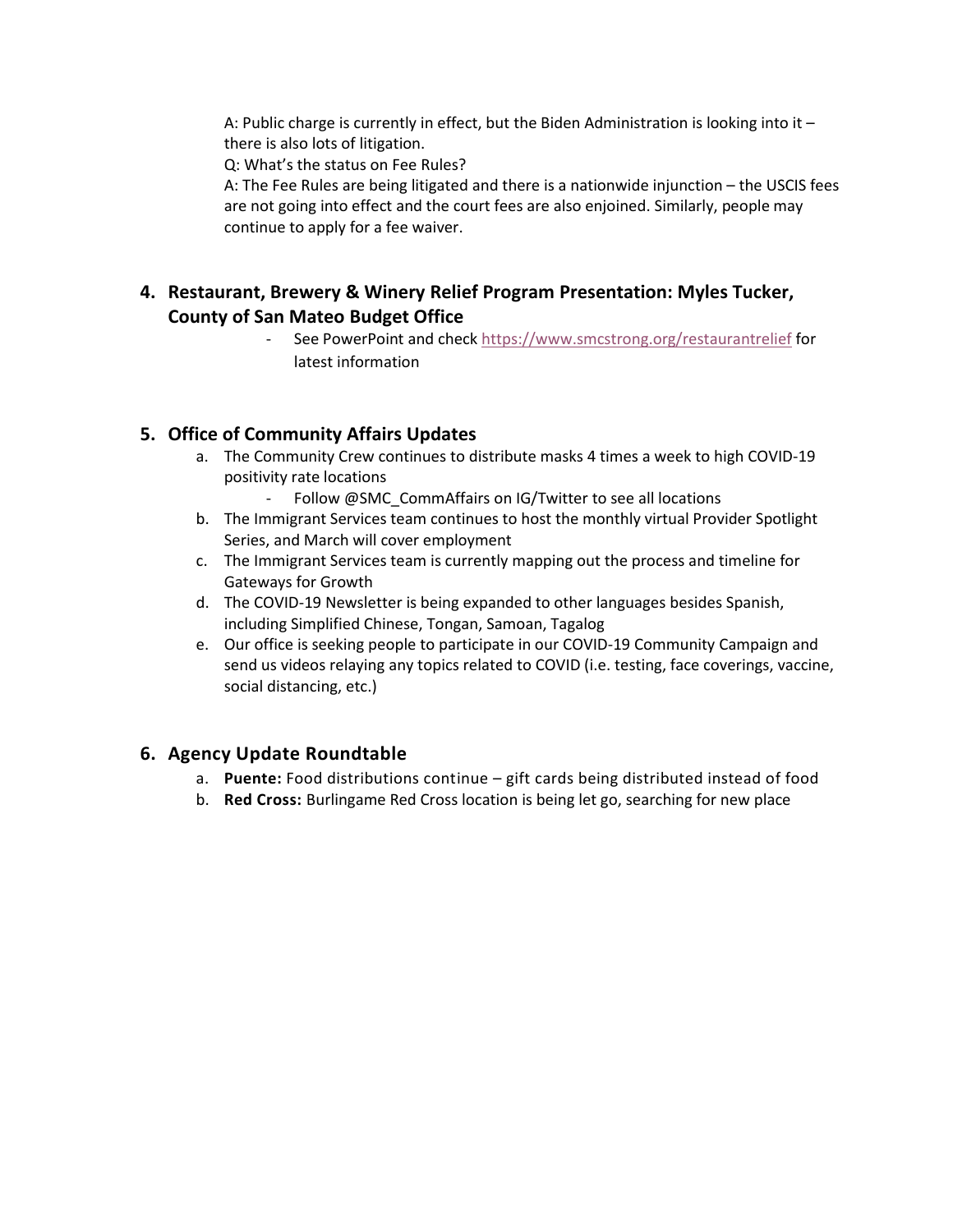A: Public charge is currently in effect, but the Biden Administration is looking into it – there is also lots of litigation.

Q: What's the status on Fee Rules?

A: The Fee Rules are being litigated and there is a nationwide injunction – the USCIS fees are not going into effect and the court fees are also enjoined. Similarly, people may continue to apply for a fee waiver.

## 4. Restaurant, Brewery & Winery Relief Program Presentation: Myles Tucker, County of San Mateo Budget Office

- See PowerPoint and check https://www.smcstrong.org/restaurantrelief for latest information

## 5. Office of Community Affairs Updates

a. The Community Crew continues to distribute masks 4 times a week to high COVID-19 positivity rate locations
   - Follow @SMC_CommAffairs on IG/Twitter to see all locations

b. The Immigrant Services team continues to host the monthly virtual Provider Spotlight Series, and March will cover employment

c. The Immigrant Services team is currently mapping out the process and timeline for Gateways for Growth

d. The COVID-19 Newsletter is being expanded to other languages besides Spanish, including Simplified Chinese, Tongan, Samoan, Tagalog

e. Our office is seeking people to participate in our COVID-19 Community Campaign and send us videos relaying any topics related to COVID (i.e. testing, face coverings, vaccine, social distancing, etc.)

## 6. Agency Update Roundtable

a. **Puente:** Food distributions continue – gift cards being distributed instead of food

b. **Red Cross:** Burlingame Red Cross location is being let go, searching for new place